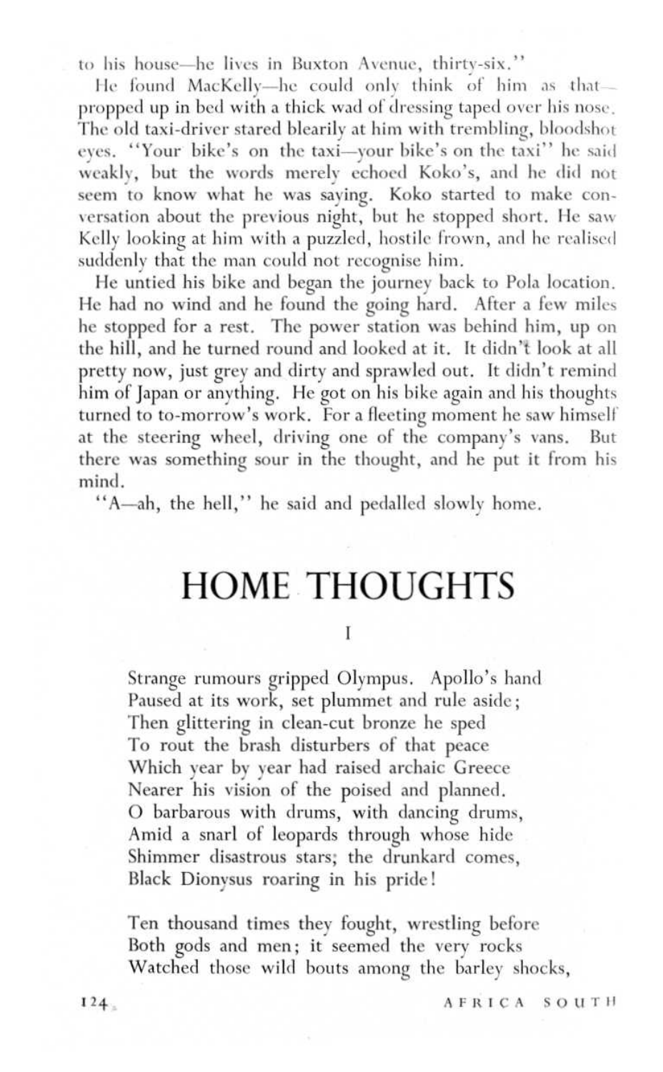to his house—he lives in Buxton Avenue, thirty-six."

He found MacKelly—he could only think of him as that—propped up in bed with a thick wad of dressing taped over his nose. The old taxi-driver stared blearily at him with trembling, bloodshot eyes. "Your bike's on the taxi—your bike's on the taxi" he said weakly, but the words merely echoed Koko's, and he did not seem to know what he was saying. Koko started to make conversation about the previous night, but he stopped short. He saw Kelly looking at him with a puzzled, hostile frown, and he realised suddenly that the man could not recognise him.

He untied his bike and began the journey back to Pola location. He had no wind and he found the going hard. After a few miles he stopped for a rest. The power station was behind him, up on the hill, and he turned round and looked at it. It didn't look at all pretty now, just grey and dirty and sprawled out. It didn't remind him of Japan or anything. He got on his bike again and his thoughts turned to to-morrow's work. For a fleeting moment he saw himself at the steering wheel, driving one of the company's vans. But there was something sour in the thought, and he put it from his mind.

"A—ah, the hell," he said and pedalled slowly home.

# HOME THOUGHTS

I

Strange rumours gripped Olympus. Apollo's hand
Paused at its work, set plummet and rule aside;
Then glittering in clean-cut bronze he sped
To rout the brash disturbers of that peace
Which year by year had raised archaic Greece
Nearer his vision of the poised and planned.
O barbarous with drums, with dancing drums,
Amid a snarl of leopards through whose hide
Shimmer disastrous stars; the drunkard comes,
Black Dionysus roaring in his pride!

Ten thousand times they fought, wrestling before
Both gods and men; it seemed the very rocks
Watched those wild bouts among the barley shocks,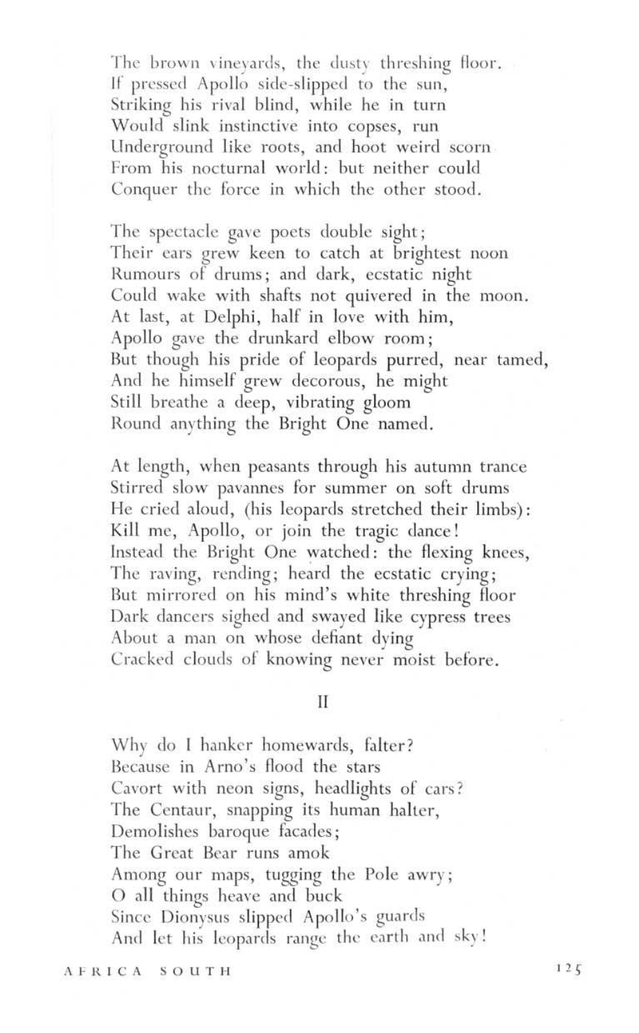The brown vineyards, the dusty threshing floor.
If pressed Apollo side-slipped to the sun,
Striking his rival blind, while he in turn
Would slink instinctive into copses, run
Underground like roots, and hoot weird scorn
From his nocturnal world: but neither could
Conquer the force in which the other stood.

The spectacle gave poets double sight;
Their ears grew keen to catch at brightest noon
Rumours of drums; and dark, ecstatic night
Could wake with shafts not quivered in the moon.
At last, at Delphi, half in love with him,
Apollo gave the drunkard elbow room;
But though his pride of leopards purred, near tamed,
And he himself grew decorous, he might
Still breathe a deep, vibrating gloom
Round anything the Bright One named.

At length, when peasants through his autumn trance
Stirred slow pavannes for summer on soft drums
He cried aloud, (his leopards stretched their limbs):
Kill me, Apollo, or join the tragic dance!
Instead the Bright One watched: the flexing knees,
The raving, rending; heard the ecstatic crying;
But mirrored on his mind's white threshing floor
Dark dancers sighed and swayed like cypress trees
About a man on whose defiant dying
Cracked clouds of knowing never moist before.

## II

Why do I hanker homewards, falter?
Because in Arno's flood the stars
Cavort with neon signs, headlights of cars?
The Centaur, snapping its human halter,
Demolishes baroque facades;
The Great Bear runs amok
Among our maps, tugging the Pole awry;
O all things heave and buck
Since Dionysus slipped Apollo's guards
And let his leopards range the earth and sky!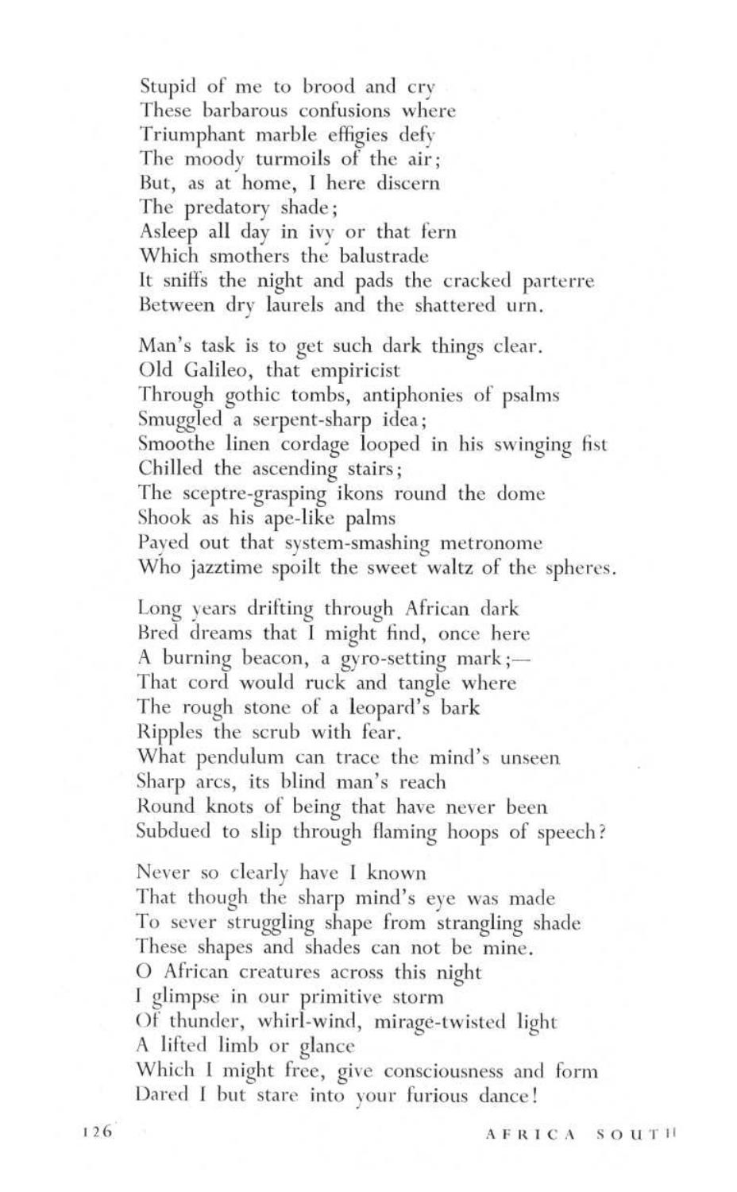Stupid of me to brood and cry  
These barbarous confusions where  
Triumphant marble effigies defy  
The moody turmoils of the air;  
But, as at home, I here discern  
The predatory shade;  
Asleep all day in ivy or that fern  
Which smothers the balustrade  
It sniffs the night and pads the cracked parterre  
Between dry laurels and the shattered urn.

Man's task is to get such dark things clear.  
Old Galileo, that empiricist  
Through gothic tombs, antiphonies of psalms  
Smuggled a serpent-sharp idea;  
Smoothe linen cordage looped in his swinging fist  
Chilled the ascending stairs;  
The sceptre-grasping ikons round the dome  
Shook as his ape-like palms  
Payed out that system-smashing metronome  
Who jazztime spoilt the sweet waltz of the spheres.

Long years drifting through African dark  
Bred dreams that I might find, once here  
A burning beacon, a gyro-setting mark;—  
That cord would ruck and tangle where  
The rough stone of a leopard's bark  
Ripples the scrub with fear.  
What pendulum can trace the mind's unseen  
Sharp arcs, its blind man's reach  
Round knots of being that have never been  
Subdued to slip through flaming hoops of speech?

Never so clearly have I known  
That though the sharp mind's eye was made  
To sever struggling shape from strangling shade  
These shapes and shades can not be mine.  
O African creatures across this night  
I glimpse in our primitive storm  
Of thunder, whirl-wind, mirage-twisted light  
A lifted limb or glance  
Which I might free, give consciousness and form  
Dared I but stare into your furious dance!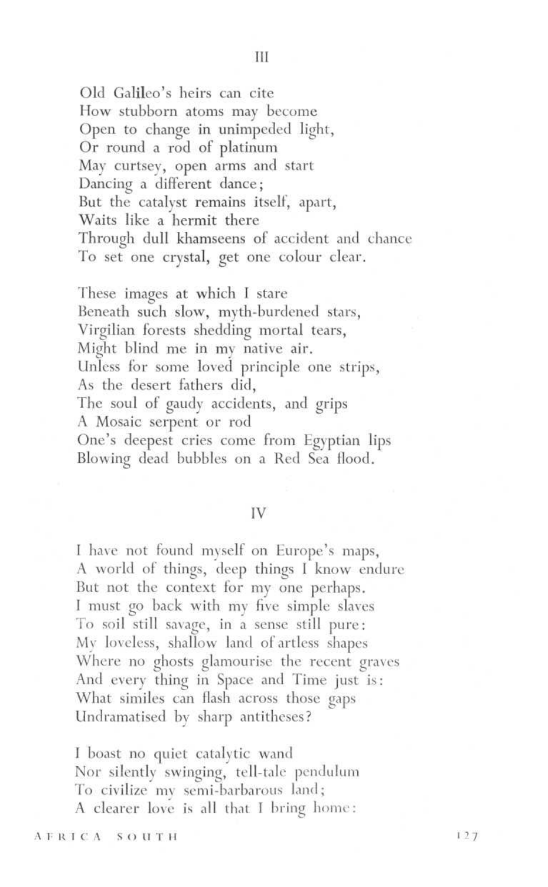## III

Old Galileo's heirs can cite
How stubborn atoms may become
Open to change in unimpeded light,
Or round a rod of platinum
May curtsey, open arms and start
Dancing a different dance;
But the catalyst remains itself, apart,
Waits like a hermit there
Through dull khamseens of accident and chance
To set one crystal, get one colour clear.

These images at which I stare
Beneath such slow, myth-burdened stars,
Virgilian forests shedding mortal tears,
Might blind me in my native air.
Unless for some loved principle one strips,
As the desert fathers did,
The soul of gaudy accidents, and grips
A Mosaic serpent or rod
One's deepest cries come from Egyptian lips
Blowing dead bubbles on a Red Sea flood.

## IV

I have not found myself on Europe's maps,
A world of things, deep things I know endure
But not the context for my one perhaps.
I must go back with my five simple slaves
To soil still savage, in a sense still pure:
My loveless, shallow land of artless shapes
Where no ghosts glamourise the recent graves
And every thing in Space and Time just is:
What similes can flash across those gaps
Undramatised by sharp antitheses?

I boast no quiet catalytic wand
Nor silently swinging, tell-tale pendulum
To civilize my semi-barbarous land;
A clearer love is all that I bring home: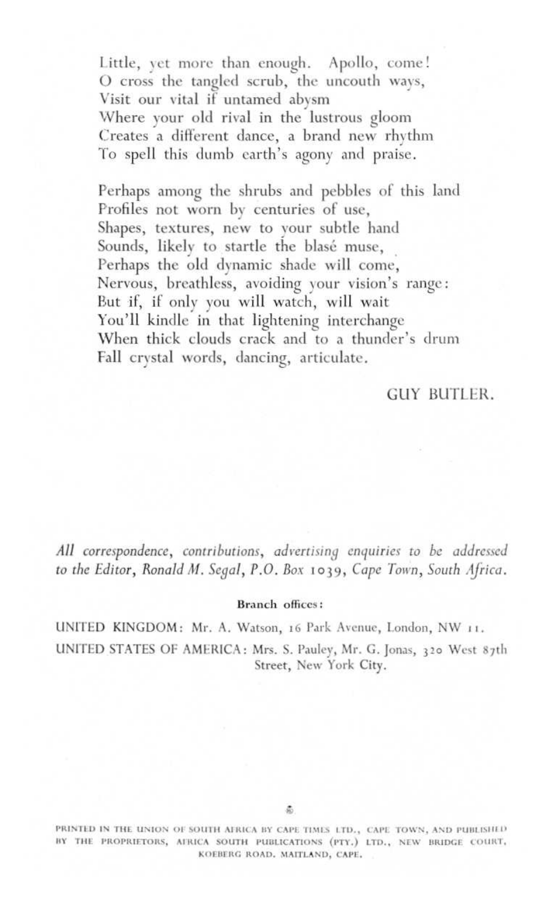Little, yet more than enough. Apollo, come!
O cross the tangled scrub, the uncouth ways,
Visit our vital if untamed abysm
Where your old rival in the lustrous gloom
Creates a different dance, a brand new rhythm
To spell this dumb earth's agony and praise.

Perhaps among the shrubs and pebbles of this land
Profiles not worn by centuries of use,
Shapes, textures, new to your subtle hand
Sounds, likely to startle the blasé muse,
Perhaps the old dynamic shade will come,
Nervous, breathless, avoiding your vision's range:
But if, if only you will watch, will wait
You'll kindle in that lightening interchange
When thick clouds crack and to a thunder's drum
Fall crystal words, dancing, articulate.

GUY BUTLER.

*All correspondence, contributions, advertising enquiries to be addressed to the Editor, Ronald M. Segal, P.O. Box 1039, Cape Town, South Africa.*

**Branch offices:**

UNITED KINGDOM: Mr. A. Watson, 16 Park Avenue, London, NW 11.

UNITED STATES OF AMERICA: Mrs. S. Pauley, Mr. G. Jonas, 320 West 87th Street, New York City.

PRINTED IN THE UNION OF SOUTH AFRICA BY CAPE TIMES LTD., CAPE TOWN, AND PUBLISHED BY THE PROPRIETORS, AFRICA SOUTH PUBLICATIONS (PTY.) LTD., NEW BRIDGE COURT, KOEBERG ROAD, MAITLAND, CAPE.